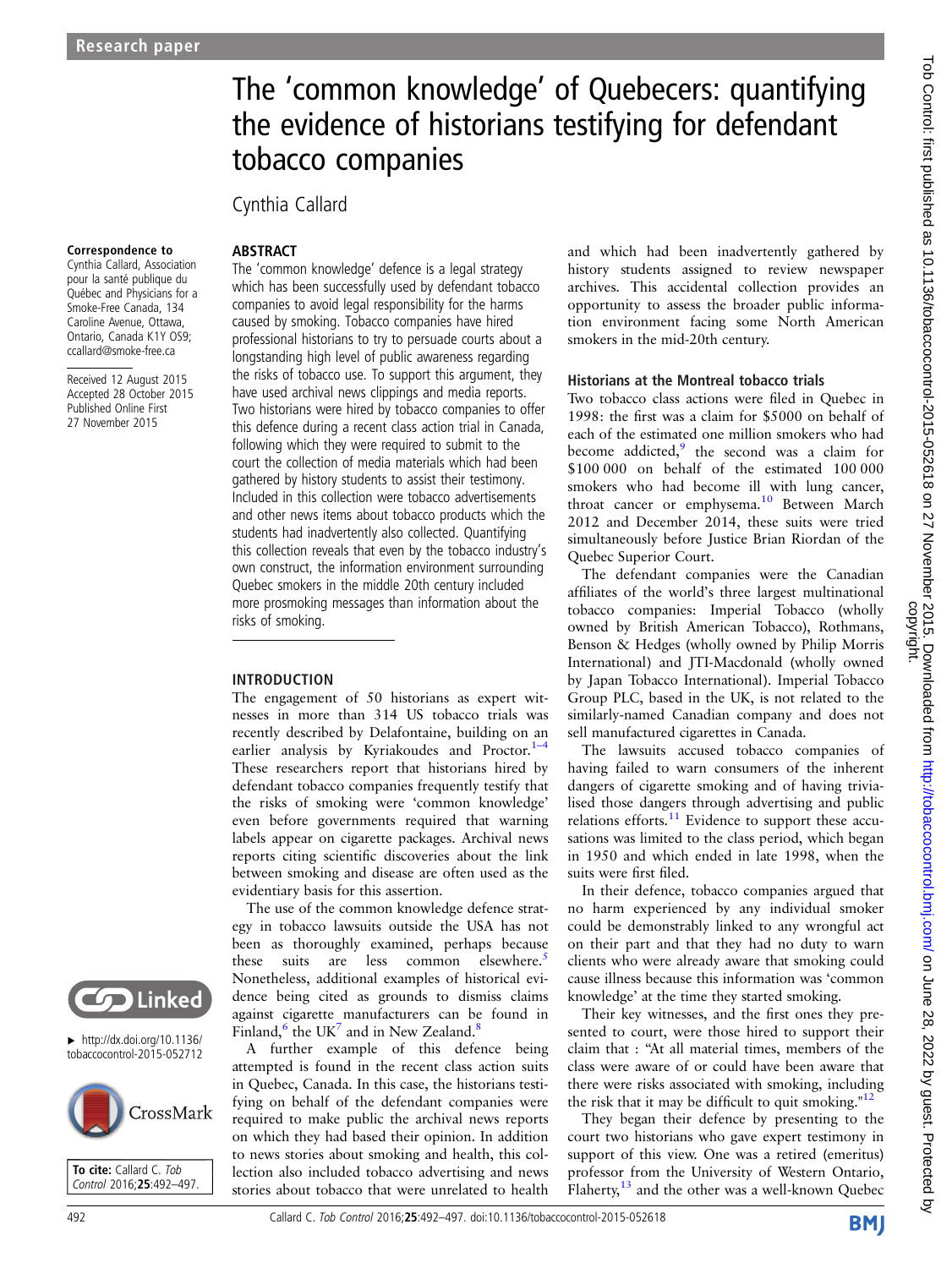# The 'common knowledge' of Quebecers: quantifying the evidence of historians testifying for defendant tobacco companies

Cynthia Callard

**Correspondence to**
Cynthia Callard, Association pour la santé publique du Québec and Physicians for a Smoke-Free Canada, 134 Caroline Avenue, Ottawa, Ontario, Canada K1Y OS9; ccallard@smoke-free.ca

Received 12 August 2015
Accepted 28 October 2015
Published Online First 27 November 2015

► http://dx.doi.org/10.1136/tobaccocontrol-2015-052712

**To cite:** Callard C. *Tob Control* 2016;**25**:492–497.

## ABSTRACT

The 'common knowledge' defence is a legal strategy which has been successfully used by defendant tobacco companies to avoid legal responsibility for the harms caused by smoking. Tobacco companies have hired professional historians to try to persuade courts about a longstanding high level of public awareness regarding the risks of tobacco use. To support this argument, they have used archival news clippings and media reports. Two historians were hired by tobacco companies to offer this defence during a recent class action trial in Canada, following which they were required to submit to the court the collection of media materials which had been gathered by history students to assist their testimony. Included in this collection were tobacco advertisements and other news items about tobacco products which the students had inadvertently also collected. Quantifying this collection reveals that even by the tobacco industry's own construct, the information environment surrounding Quebec smokers in the middle 20th century included more prosmoking messages than information about the risks of smoking.

## INTRODUCTION

The engagement of 50 historians as expert witnesses in more than 314 US tobacco trials was recently described by Delafontaine, building on an earlier analysis by Kyriakoudes and Proctor.[1–4] These researchers report that historians hired by defendant tobacco companies frequently testify that the risks of smoking were 'common knowledge' even before governments required that warning labels appear on cigarette packages. Archival news reports citing scientific discoveries about the link between smoking and disease are often used as the evidentiary basis for this assertion.

The use of the common knowledge defence strategy in tobacco lawsuits outside the USA has not been as thoroughly examined, perhaps because these suits are less common elsewhere.[5] Nonetheless, additional examples of historical evidence being cited as grounds to dismiss claims against cigarette manufacturers can be found in Finland,[6] the UK[7] and in New Zealand.[8]

A further example of this defence being attempted is found in the recent class action suits in Quebec, Canada. In this case, the historians testifying on behalf of the defendant companies were required to make public the archival news reports on which they had based their opinion. In addition to news stories about smoking and health, this collection also included tobacco advertising and news stories about tobacco that were unrelated to health and which had been inadvertently gathered by history students assigned to review newspaper archives. This accidental collection provides an opportunity to assess the broader public information environment facing some North American smokers in the mid-20th century.

### Historians at the Montreal tobacco trials

Two tobacco class actions were filed in Quebec in 1998: the first was a claim for \$5000 on behalf of each of the estimated one million smokers who had become addicted,[9] the second was a claim for \$100 000 on behalf of the estimated 100 000 smokers who had become ill with lung cancer, throat cancer or emphysema.[10] Between March 2012 and December 2014, these suits were tried simultaneously before Justice Brian Riordan of the Quebec Superior Court.

The defendant companies were the Canadian affiliates of the world's three largest multinational tobacco companies: Imperial Tobacco (wholly owned by British American Tobacco), Rothmans, Benson & Hedges (wholly owned by Philip Morris International) and JTI-Macdonald (wholly owned by Japan Tobacco International). Imperial Tobacco Group PLC, based in the UK, is not related to the similarly-named Canadian company and does not sell manufactured cigarettes in Canada.

The lawsuits accused tobacco companies of having failed to warn consumers of the inherent dangers of cigarette smoking and of having trivialised those dangers through advertising and public relations efforts.[11] Evidence to support these accusations was limited to the class period, which began in 1950 and which ended in late 1998, when the suits were first filed.

In their defence, tobacco companies argued that no harm experienced by any individual smoker could be demonstrably linked to any wrongful act on their part and that they had no duty to warn clients who were already aware that smoking could cause illness because this information was 'common knowledge' at the time they started smoking.

Their key witnesses, and the first ones they presented to court, were those hired to support their claim that : "At all material times, members of the class were aware of or could have been aware that there were risks associated with smoking, including the risk that it may be difficult to quit smoking."[12]

They began their defence by presenting to the court two historians who gave expert testimony in support of this view. One was a retired (emeritus) professor from the University of Western Ontario, Flaherty,[13] and the other was a well-known Quebec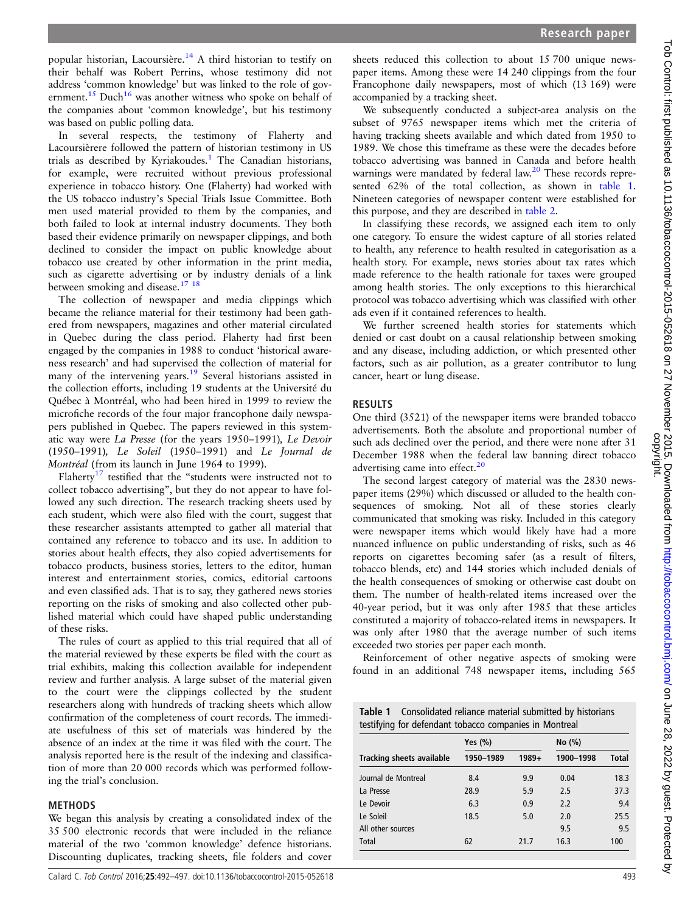popular historian, Lacoursière.[14] A third historian to testify on their behalf was Robert Perrins, whose testimony did not address 'common knowledge' but was linked to the role of government.[15] Duch[16] was another witness who spoke on behalf of the companies about 'common knowledge', but his testimony was based on public polling data.

In several respects, the testimony of Flaherty and Lacoursièrere followed the pattern of historian testimony in US trials as described by Kyriakoudes.[1] The Canadian historians, for example, were recruited without previous professional experience in tobacco history. One (Flaherty) had worked with the US tobacco industry's Special Trials Issue Committee. Both men used material provided to them by the companies, and both failed to look at internal industry documents. They both based their evidence primarily on newspaper clippings, and both declined to consider the impact on public knowledge about tobacco use created by other information in the print media, such as cigarette advertising or by industry denials of a link between smoking and disease.[17 18]

The collection of newspaper and media clippings which became the reliance material for their testimony had been gathered from newspapers, magazines and other material circulated in Quebec during the class period. Flaherty had first been engaged by the companies in 1988 to conduct 'historical awareness research' and had supervised the collection of material for many of the intervening years.[19] Several historians assisted in the collection efforts, including 19 students at the Université du Québec à Montréal, who had been hired in 1999 to review the microfiche records of the four major francophone daily newspapers published in Quebec. The papers reviewed in this systematic way were *La Presse* (for the years 1950–1991), *Le Devoir* (1950–1991), *Le Soleil* (1950–1991) and *Le Journal de Montréal* (from its launch in June 1964 to 1999).

Flaherty[17] testified that the "students were instructed not to collect tobacco advertising", but they do not appear to have followed any such direction. The research tracking sheets used by each student, which were also filed with the court, suggest that these researcher assistants attempted to gather all material that contained any reference to tobacco and its use. In addition to stories about health effects, they also copied advertisements for tobacco products, business stories, letters to the editor, human interest and entertainment stories, comics, editorial cartoons and even classified ads. That is to say, they gathered news stories reporting on the risks of smoking and also collected other published material which could have shaped public understanding of these risks.

The rules of court as applied to this trial required that all of the material reviewed by these experts be filed with the court as trial exhibits, making this collection available for independent review and further analysis. A large subset of the material given to the court were the clippings collected by the student researchers along with hundreds of tracking sheets which allow confirmation of the completeness of court records. The immediate usefulness of this set of materials was hindered by the absence of an index at the time it was filed with the court. The analysis reported here is the result of the indexing and classification of more than 20 000 records which was performed following the trial's conclusion.

## METHODS

We began this analysis by creating a consolidated index of the 35 500 electronic records that were included in the reliance material of the two 'common knowledge' defence historians. Discounting duplicates, tracking sheets, file folders and cover sheets reduced this collection to about 15 700 unique newspaper items. Among these were 14 240 clippings from the four Francophone daily newspapers, most of which (13 169) were accompanied by a tracking sheet.

We subsequently conducted a subject-area analysis on the subset of 9765 newspaper items which met the criteria of having tracking sheets available and which dated from 1950 to 1989. We chose this timeframe as these were the decades before tobacco advertising was banned in Canada and before health warnings were mandated by federal law.[20] These records represented 62% of the total collection, as shown in table 1. Nineteen categories of newspaper content were established for this purpose, and they are described in table 2.

In classifying these records, we assigned each item to only one category. To ensure the widest capture of all stories related to health, any reference to health resulted in categorisation as a health story. For example, news stories about tax rates which made reference to the health rationale for taxes were grouped among health stories. The only exceptions to this hierarchical protocol was tobacco advertising which was classified with other ads even if it contained references to health.

We further screened health stories for statements which denied or cast doubt on a causal relationship between smoking and any disease, including addiction, or which presented other factors, such as air pollution, as a greater contributor to lung cancer, heart or lung disease.

## RESULTS

One third (3521) of the newspaper items were branded tobacco advertisements. Both the absolute and proportional number of such ads declined over the period, and there were none after 31 December 1988 when the federal law banning direct tobacco advertising came into effect.[20]

The second largest category of material was the 2830 newspaper items (29%) which discussed or alluded to the health consequences of smoking. Not all of these stories clearly communicated that smoking was risky. Included in this category were newspaper items which would likely have had a more nuanced influence on public understanding of risks, such as 46 reports on cigarettes becoming safer (as a result of filters, tobacco blends, etc) and 144 stories which included denials of the health consequences of smoking or otherwise cast doubt on them. The number of health-related items increased over the 40-year period, but it was only after 1985 that these articles constituted a majority of tobacco-related items in newspapers. It was only after 1980 that the average number of such items exceeded two stories per paper each month.

Reinforcement of other negative aspects of smoking were found in an additional 748 newspaper items, including 565

**Table 1** Consolidated reliance material submitted by historians testifying for defendant tobacco companies in Montreal

| | Yes (%) | | No (%) | |
|---|---|---|---|---|
| Tracking sheets available | 1950–1989 | 1989+ | 1900–1998 | Total |
| Journal de Montreal | 8.4 | 9.9 | 0.04 | 18.3 |
| La Presse | 28.9 | 5.9 | 2.5 | 37.3 |
| Le Devoir | 6.3 | 0.9 | 2.2 | 9.4 |
| Le Soleil | 18.5 | 5.0 | 2.0 | 25.5 |
| All other sources | | | 9.5 | 9.5 |
| Total | 62 | 21.7 | 16.3 | 100 |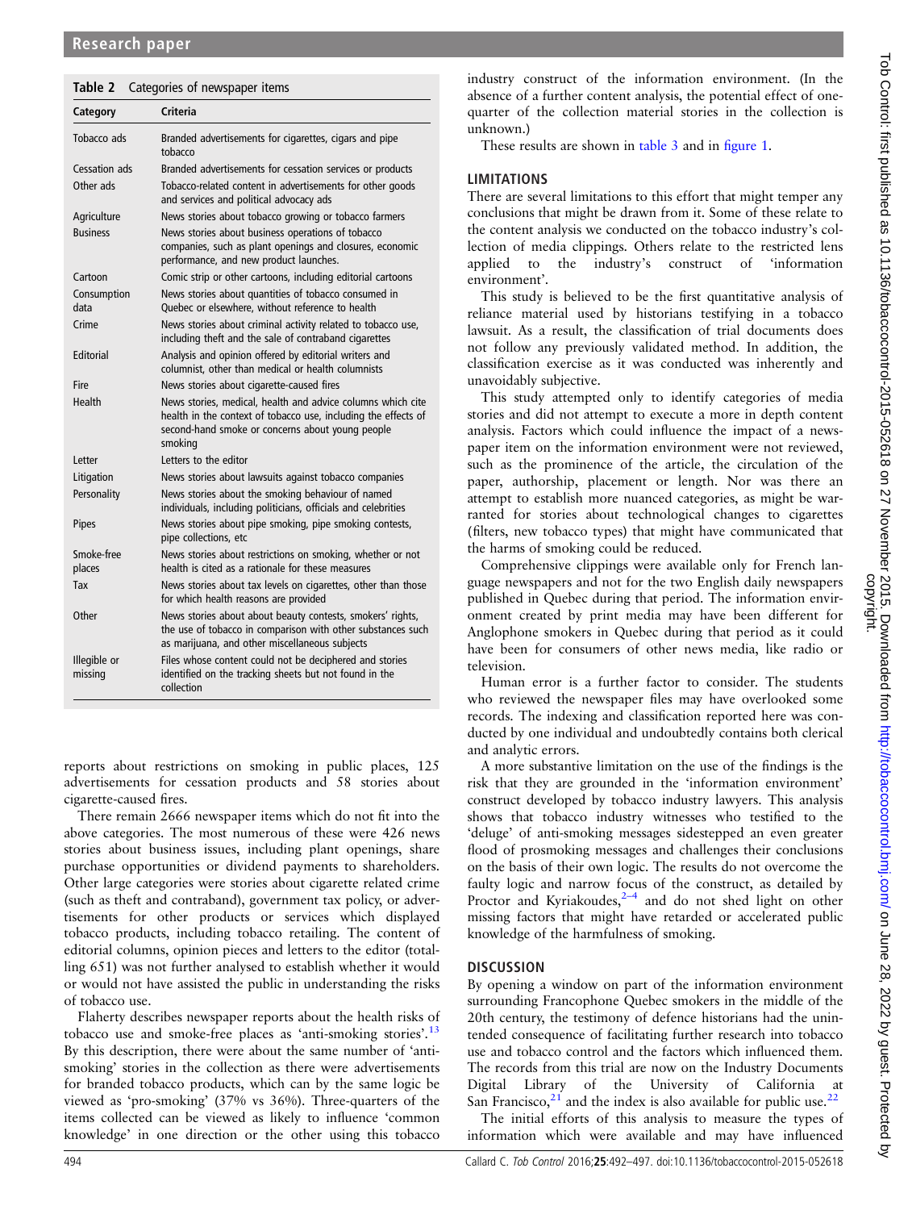**Table 2** Categories of newspaper items

| Category | Criteria |
|---|---|
| Tobacco ads | Branded advertisements for cigarettes, cigars and pipe tobacco |
| Cessation ads | Branded advertisements for cessation services or products |
| Other ads | Tobacco-related content in advertisements for other goods and services and political advocacy ads |
| Agriculture | News stories about tobacco growing or tobacco farmers |
| Business | News stories about business operations of tobacco companies, such as plant openings and closures, economic performance, and new product launches. |
| Cartoon | Comic strip or other cartoons, including editorial cartoons |
| Consumption data | News stories about quantities of tobacco consumed in Quebec or elsewhere, without reference to health |
| Crime | News stories about criminal activity related to tobacco use, including theft and the sale of contraband cigarettes |
| Editorial | Analysis and opinion offered by editorial writers and columnist, other than medical or health columnists |
| Fire | News stories about cigarette-caused fires |
| Health | News stories, medical, health and advice columns which cite health in the context of tobacco use, including the effects of second-hand smoke or concerns about young people smoking |
| Letter | Letters to the editor |
| Litigation | News stories about lawsuits against tobacco companies |
| Personality | News stories about the smoking behaviour of named individuals, including politicians, officials and celebrities |
| Pipes | News stories about pipe smoking, pipe smoking contests, pipe collections, etc |
| Smoke-free places | News stories about restrictions on smoking, whether or not health is cited as a rationale for these measures |
| Tax | News stories about tax levels on cigarettes, other than those for which health reasons are provided |
| Other | News stories about about beauty contests, smokers' rights, the use of tobacco in comparison with other substances such as marijuana, and other miscellaneous subjects |
| Illegible or missing | Files whose content could not be deciphered and stories identified on the tracking sheets but not found in the collection |

reports about restrictions on smoking in public places, 125 advertisements for cessation products and 58 stories about cigarette-caused fires.

There remain 2666 newspaper items which do not fit into the above categories. The most numerous of these were 426 news stories about business issues, including plant openings, share purchase opportunities or dividend payments to shareholders. Other large categories were stories about cigarette related crime (such as theft and contraband), government tax policy, or advertisements for other products or services which displayed tobacco products, including tobacco retailing. The content of editorial columns, opinion pieces and letters to the editor (totalling 651) was not further analysed to establish whether it would or would not have assisted the public in understanding the risks of tobacco use.

Flaherty describes newspaper reports about the health risks of tobacco use and smoke-free places as 'anti-smoking stories'.[13] By this description, there were about the same number of 'anti-smoking' stories in the collection as there were advertisements for branded tobacco products, which can by the same logic be viewed as 'pro-smoking' (37% vs 36%). Three-quarters of the items collected can be viewed as likely to influence 'common knowledge' in one direction or the other using this tobacco industry construct of the information environment. (In the absence of a further content analysis, the potential effect of one-quarter of the collection material stories in the collection is unknown.)

These results are shown in table 3 and in figure 1.

## LIMITATIONS

There are several limitations to this effort that might temper any conclusions that might be drawn from it. Some of these relate to the content analysis we conducted on the tobacco industry's collection of media clippings. Others relate to the restricted lens applied to the industry's construct of 'information environment'.

This study is believed to be the first quantitative analysis of reliance material used by historians testifying in a tobacco lawsuit. As a result, the classification of trial documents does not follow any previously validated method. In addition, the classification exercise as it was conducted was inherently and unavoidably subjective.

This study attempted only to identify categories of media stories and did not attempt to execute a more in depth content analysis. Factors which could influence the impact of a newspaper item on the information environment were not reviewed, such as the prominence of the article, the circulation of the paper, authorship, placement or length. Nor was there an attempt to establish more nuanced categories, as might be warranted for stories about technological changes to cigarettes (filters, new tobacco types) that might have communicated that the harms of smoking could be reduced.

Comprehensive clippings were available only for French language newspapers and not for the two English daily newspapers published in Quebec during that period. The information environment created by print media may have been different for Anglophone smokers in Quebec during that period as it could have been for consumers of other news media, like radio or television.

Human error is a further factor to consider. The students who reviewed the newspaper files may have overlooked some records. The indexing and classification reported here was conducted by one individual and undoubtedly contains both clerical and analytic errors.

A more substantive limitation on the use of the findings is the risk that they are grounded in the 'information environment' construct developed by tobacco industry lawyers. This analysis shows that tobacco industry witnesses who testified to the 'deluge' of anti-smoking messages sidestepped an even greater flood of prosmoking messages and challenges their conclusions on the basis of their own logic. The results do not overcome the faulty logic and narrow focus of the construct, as detailed by Proctor and Kyriakoudes,[2–4] and do not shed light on other missing factors that might have retarded or accelerated public knowledge of the harmfulness of smoking.

## DISCUSSION

By opening a window on part of the information environment surrounding Francophone Quebec smokers in the middle of the 20th century, the testimony of defence historians had the unintended consequence of facilitating further research into tobacco use and tobacco control and the factors which influenced them. The records from this trial are now on the Industry Documents Digital Library of the University of California at San Francisco,[21] and the index is also available for public use.[22]

The initial efforts of this analysis to measure the types of information which were available and may have influenced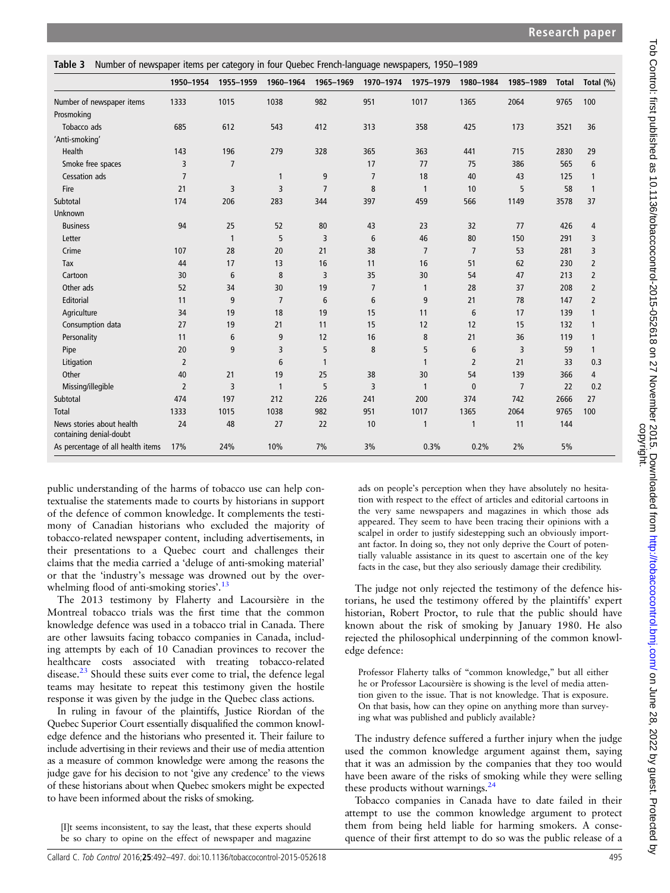**Table 3** Number of newspaper items per category in four Quebec French-language newspapers, 1950–1989

| | 1950–1954 | 1955–1959 | 1960–1964 | 1965–1969 | 1970–1974 | 1975–1979 | 1980–1984 | 1985–1989 | Total | Total (%) |
|---|---|---|---|---|---|---|---|---|---|---|
| Number of newspaper items | 1333 | 1015 | 1038 | 982 | 951 | 1017 | 1365 | 2064 | 9765 | 100 |
| Prosmoking | | | | | | | | | | |
| Tobacco ads | 685 | 612 | 543 | 412 | 313 | 358 | 425 | 173 | 3521 | 36 |
| 'Anti-smoking' | | | | | | | | | | |
| Health | 143 | 196 | 279 | 328 | 365 | 363 | 441 | 715 | 2830 | 29 |
| Smoke free spaces | 3 | 7 | | | 17 | 77 | 75 | 386 | 565 | 6 |
| Cessation ads | 7 | | 1 | 9 | 7 | 18 | 40 | 43 | 125 | 1 |
| Fire | 21 | 3 | 3 | 7 | 8 | 1 | 10 | 5 | 58 | 1 |
| Subtotal | 174 | 206 | 283 | 344 | 397 | 459 | 566 | 1149 | 3578 | 37 |
| Unknown | | | | | | | | | | |
| Business | 94 | 25 | 52 | 80 | 43 | 23 | 32 | 77 | 426 | 4 |
| Letter | | 1 | 5 | 3 | 6 | 46 | 80 | 150 | 291 | 3 |
| Crime | 107 | 28 | 20 | 21 | 38 | 7 | 7 | 53 | 281 | 3 |
| Tax | 44 | 17 | 13 | 16 | 11 | 16 | 51 | 62 | 230 | 2 |
| Cartoon | 30 | 6 | 8 | 3 | 35 | 30 | 54 | 47 | 213 | 2 |
| Other ads | 52 | 34 | 30 | 19 | 7 | 1 | 28 | 37 | 208 | 2 |
| Editorial | 11 | 9 | 7 | 6 | 6 | 9 | 21 | 78 | 147 | 2 |
| Agriculture | 34 | 19 | 18 | 19 | 15 | 11 | 6 | 17 | 139 | 1 |
| Consumption data | 27 | 19 | 21 | 11 | 15 | 12 | 12 | 15 | 132 | 1 |
| Personality | 11 | 6 | 9 | 12 | 16 | 8 | 21 | 36 | 119 | 1 |
| Pipe | 20 | 9 | 3 | 5 | 8 | 5 | 6 | 3 | 59 | 1 |
| Litigation | 2 | | 6 | 1 | | 1 | 2 | 21 | 33 | 0.3 |
| Other | 40 | 21 | 19 | 25 | 38 | 30 | 54 | 139 | 366 | 4 |
| Missing/illegible | 2 | 3 | 1 | 5 | 3 | 1 | 0 | 7 | 22 | 0.2 |
| Subtotal | 474 | 197 | 212 | 226 | 241 | 200 | 374 | 742 | 2666 | 27 |
| Total | 1333 | 1015 | 1038 | 982 | 951 | 1017 | 1365 | 2064 | 9765 | 100 |
| News stories about health containing denial-doubt | 24 | 48 | 27 | 22 | 10 | 1 | 1 | 11 | 144 | |
| As percentage of all health items | 17% | 24% | 10% | 7% | 3% | 0.3% | 0.2% | 2% | 5% | |

public understanding of the harms of tobacco use can help contextualise the statements made to courts by historians in support of the defence of common knowledge. It complements the testimony of Canadian historians who excluded the majority of tobacco-related newspaper content, including advertisements, in their presentations to a Quebec court and challenges their claims that the media carried a 'deluge of anti-smoking material' or that the 'industry's message was drowned out by the overwhelming flood of anti-smoking stories'.[13]

The 2013 testimony by Flaherty and Lacoursière in the Montreal tobacco trials was the first time that the common knowledge defence was used in a tobacco trial in Canada. There are other lawsuits facing tobacco companies in Canada, including attempts by each of 10 Canadian provinces to recover the healthcare costs associated with treating tobacco-related disease.[23] Should these suits ever come to trial, the defence legal teams may hesitate to repeat this testimony given the hostile response it was given by the judge in the Quebec class actions.

In ruling in favour of the plaintiffs, Justice Riordan of the Quebec Superior Court essentially disqualified the common knowledge defence and the historians who presented it. Their failure to include advertising in their reviews and their use of media attention as a measure of common knowledge were among the reasons the judge gave for his decision to not 'give any credence' to the views of these historians about when Quebec smokers might be expected to have been informed about the risks of smoking.

> [I]t seems inconsistent, to say the least, that these experts should be so chary to opine on the effect of newspaper and magazine ads on people's perception when they have absolutely no hesitation with respect to the effect of articles and editorial cartoons in the very same newspapers and magazines in which those ads appeared. They seem to have been tracing their opinions with a scalpel in order to justify sidestepping such an obviously important factor. In doing so, they not only deprive the Court of potentially valuable assistance in its quest to ascertain one of the key facts in the case, but they also seriously damage their credibility.

The judge not only rejected the testimony of the defence historians, he used the testimony offered by the plaintiffs' expert historian, Robert Proctor, to rule that the public should have known about the risk of smoking by January 1980. He also rejected the philosophical underpinning of the common knowledge defence:

> Professor Flaherty talks of "common knowledge," but all either he or Professor Lacoursière is showing is the level of media attention given to the issue. That is not knowledge. That is exposure. On that basis, how can they opine on anything more than surveying what was published and publicly available?

The industry defence suffered a further injury when the judge used the common knowledge argument against them, saying that it was an admission by the companies that they too would have been aware of the risks of smoking while they were selling these products without warnings.[24]

Tobacco companies in Canada have to date failed in their attempt to use the common knowledge argument to protect them from being held liable for harming smokers. A consequence of their first attempt to do so was the public release of a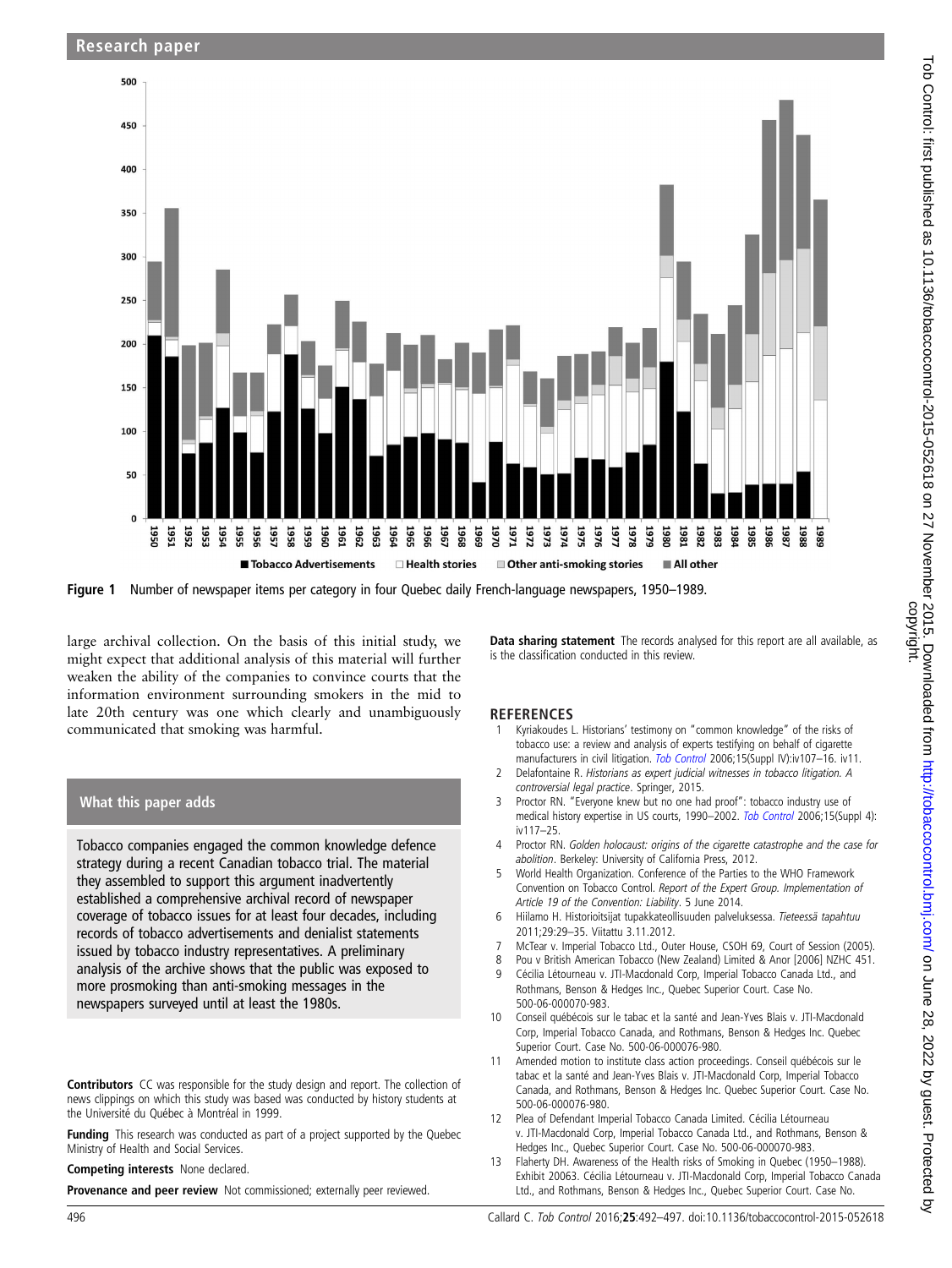Figure 1 Number of newspaper items per category in four Quebec daily French-language newspapers, 1950–1989.

large archival collection. On the basis of this initial study, we might expect that additional analysis of this material will further weaken the ability of the companies to convince courts that the information environment surrounding smokers in the mid to late 20th century was one which clearly and unambiguously communicated that smoking was harmful.

## What this paper adds

Tobacco companies engaged the common knowledge defence strategy during a recent Canadian tobacco trial. The material they assembled to support this argument inadvertently established a comprehensive archival record of newspaper coverage of tobacco issues for at least four decades, including records of tobacco advertisements and denialist statements issued by tobacco industry representatives. A preliminary analysis of the archive shows that the public was exposed to more prosmoking than anti-smoking messages in the newspapers surveyed until at least the 1980s.

**Contributors** CC was responsible for the study design and report. The collection of news clippings on which this study was based was conducted by history students at the Université du Québec à Montréal in 1999.

**Funding** This research was conducted as part of a project supported by the Quebec Ministry of Health and Social Services.

**Competing interests** None declared.

**Provenance and peer review** Not commissioned; externally peer reviewed.

**Data sharing statement** The records analysed for this report are all available, as is the classification conducted in this review.

## REFERENCES

1. Kyriakoudes L. Historians' testimony on "common knowledge" of the risks of tobacco use: a review and analysis of experts testifying on behalf of cigarette manufacturers in civil litigation. *Tob Control* 2006;15(Suppl IV):iv107–16. iv11.
2. Delafontaine R. *Historians as expert judicial witnesses in tobacco litigation. A controversial legal practice*. Springer, 2015.
3. Proctor RN. "Everyone knew but no one had proof": tobacco industry use of medical history expertise in US courts, 1990–2002. *Tob Control* 2006;15(Suppl 4): iv117–25.
4. Proctor RN. *Golden holocaust: origins of the cigarette catastrophe and the case for abolition*. Berkeley: University of California Press, 2012.
5. World Health Organization. Conference of the Parties to the WHO Framework Convention on Tobacco Control. *Report of the Expert Group. Implementation of Article 19 of the Convention: Liability*. 5 June 2014.
6. Hiilamo H. Historioitsijat tupakkateollisuuden palveluksessa. *Tieteessä tapahtuu* 2011;29:29–35. Viitattu 3.11.2012.
7. McTear v. Imperial Tobacco Ltd., Outer House, CSOH 69, Court of Session (2005).
8. Pou v British American Tobacco (New Zealand) Limited & Anor [2006] NZHC 451.
9. Cécilia Létourneau v. JTI-Macdonald Corp, Imperial Tobacco Canada Ltd., and Rothmans, Benson & Hedges Inc., Quebec Superior Court. Case No. 500-06-000070-983.
10. Conseil québécois sur le tabac et la santé and Jean-Yves Blais v. JTI-Macdonald Corp, Imperial Tobacco Canada, and Rothmans, Benson & Hedges Inc. Quebec Superior Court. Case No. 500-06-000076-980.
11. Amended motion to institute class action proceedings. Conseil québécois sur le tabac et la santé and Jean-Yves Blais v. JTI-Macdonald Corp, Imperial Tobacco Canada, and Rothmans, Benson & Hedges Inc. Quebec Superior Court. Case No. 500-06-000076-980.
12. Plea of Defendant Imperial Tobacco Canada Limited. Cécilia Létourneau v. JTI-Macdonald Corp, Imperial Tobacco Canada Ltd., and Rothmans, Benson & Hedges Inc., Quebec Superior Court. Case No. 500-06-000070-983.
13. Flaherty DH. Awareness of the Health risks of Smoking in Quebec (1950–1988). Exhibit 20063. Cécilia Létourneau v. JTI-Macdonald Corp, Imperial Tobacco Canada Ltd., and Rothmans, Benson & Hedges Inc., Quebec Superior Court. Case No.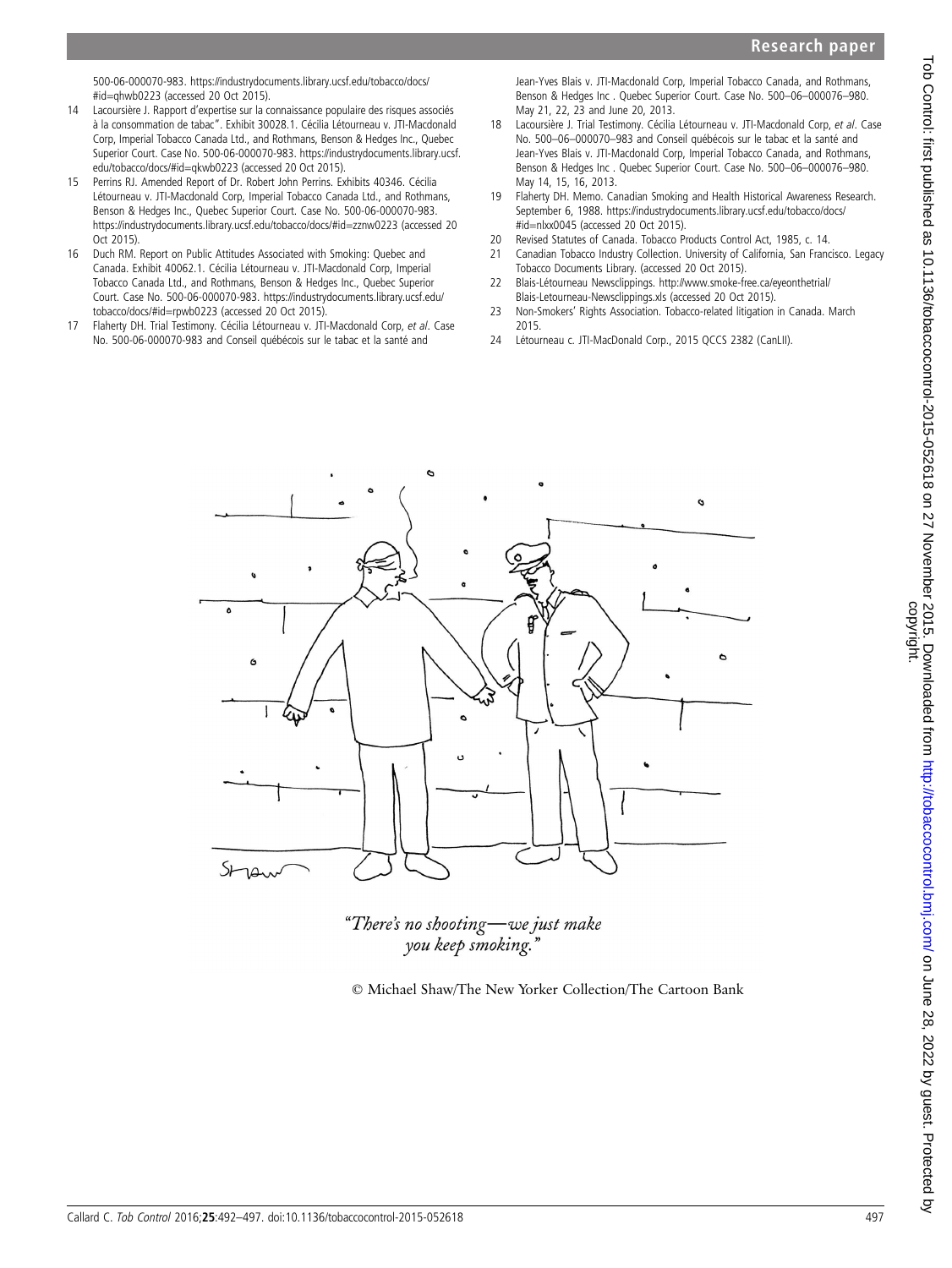500-06-000070-983. https://industrydocuments.library.ucsf.edu/tobacco/docs/#id=qhwb0223 (accessed 20 Oct 2015).

14 Lacoursière J. Rapport d'expertise sur la connaissance populaire des risques associés à la consommation de tabac". Exhibit 30028.1. Cécilia Létourneau v. JTI-Macdonald Corp, Imperial Tobacco Canada Ltd., and Rothmans, Benson & Hedges Inc., Quebec Superior Court. Case No. 500-06-000070-983. https://industrydocuments.library.ucsf.edu/tobacco/docs/#id=qkwb0223 (accessed 20 Oct 2015).

15 Perrins RJ. Amended Report of Dr. Robert John Perrins. Exhibits 40346. Cécilia Létourneau v. JTI-Macdonald Corp, Imperial Tobacco Canada Ltd., and Rothmans, Benson & Hedges Inc., Quebec Superior Court. Case No. 500-06-000070-983. https://industrydocuments.library.ucsf.edu/tobacco/docs/#id=zznw0223 (accessed 20 Oct 2015).

16 Duch RM. Report on Public Attitudes Associated with Smoking: Quebec and Canada. Exhibit 40062.1. Cécilia Létourneau v. JTI-Macdonald Corp, Imperial Tobacco Canada Ltd., and Rothmans, Benson & Hedges Inc., Quebec Superior Court. Case No. 500-06-000070-983. https://industrydocuments.library.ucsf.edu/tobacco/docs/#id=rpwb0223 (accessed 20 Oct 2015).

17 Flaherty DH. Trial Testimony. Cécilia Létourneau v. JTI-Macdonald Corp, *et al*. Case No. 500-06-000070-983 and Conseil québécois sur le tabac et la santé and Jean-Yves Blais v. JTI-Macdonald Corp, Imperial Tobacco Canada, and Rothmans, Benson & Hedges Inc . Quebec Superior Court. Case No. 500–06–000076–980. May 21, 22, 23 and June 20, 2013.

18 Lacoursière J. Trial Testimony. Cécilia Létourneau v. JTI-Macdonald Corp, *et al*. Case No. 500–06–000070–983 and Conseil québécois sur le tabac et la santé and Jean-Yves Blais v. JTI-Macdonald Corp, Imperial Tobacco Canada, and Rothmans, Benson & Hedges Inc . Quebec Superior Court. Case No. 500–06–000076–980. May 14, 15, 16, 2013.

19 Flaherty DH. Memo. Canadian Smoking and Health Historical Awareness Research. September 6, 1988. https://industrydocuments.library.ucsf.edu/tobacco/docs/#id=nlxx0045 (accessed 20 Oct 2015).

20 Revised Statutes of Canada. Tobacco Products Control Act, 1985, c. 14.

21 Canadian Tobacco Industry Collection. University of California, San Francisco. Legacy Tobacco Documents Library. (accessed 20 Oct 2015).

22 Blais-Létourneau Newsclippings. http://www.smoke-free.ca/eyeonthetrial/Blais-Letourneau-Newsclippings.xls (accessed 20 Oct 2015).

23 Non-Smokers' Rights Association. Tobacco-related litigation in Canada. March 2015.

24 Létourneau c. JTI-MacDonald Corp., 2015 QCCS 2382 (CanLII).

*"There's no shooting—we just make you keep smoking."*

© Michael Shaw/The New Yorker Collection/The Cartoon Bank